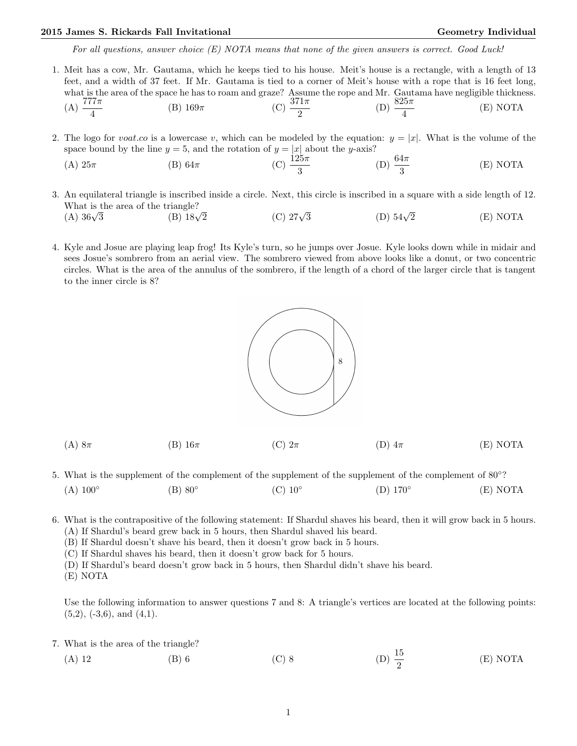*For all questions, answer choice (E) NOTA means that none of the given answers is correct. Good Luck!*

1. Meit has a cow, Mr. Gautama, which he keeps tied to his house. Meit's house is a rectangle, with a length of 13 feet, and a width of 37 feet. If Mr. Gautama is tied to a corner of Meit's house with a rope that is 16 feet long, what is the area of the space he has to roam and graze? Assume the rope and Mr. Gautama have negligible thickness.

   (A) $\frac{777\pi}{4}$ (B) $169\pi$ (C) $\frac{371\pi}{2}$ (D) $\frac{825\pi}{4}$ (E) NOTA

2. The logo for *voat.co* is a lowercase *v*, which can be modeled by the equation: $y = |x|$. What is the volume of the space bound by the line $y = 5$, and the rotation of $y = |x|$ about the $y$-axis?

   (A) $25\pi$ (B) $64\pi$ (C) $\frac{125\pi}{3}$ (D) $\frac{64\pi}{3}$ (E) NOTA

3. An equilateral triangle is inscribed inside a circle. Next, this circle is inscribed in a square with a side length of 12. What is the area of the triangle?

   (A) $36\sqrt{3}$ (B) $18\sqrt{2}$ (C) $27\sqrt{3}$ (D) $54\sqrt{2}$ (E) NOTA

4. Kyle and Josue are playing leap frog! Its Kyle's turn, so he jumps over Josue. Kyle looks down while in midair and sees Josue's sombrero from an aerial view. The sombrero viewed from above looks like a donut, or two concentric circles. What is the area of the annulus of the sombrero, if the length of a chord of the larger circle that is tangent to the inner circle is 8?

   (A) $8\pi$ (B) $16\pi$ (C) $2\pi$ (D) $4\pi$ (E) NOTA

5. What is the supplement of the complement of the supplement of the supplement of the complement of $80°$?

   (A) $100°$ (B) $80°$ (C) $10°$ (D) $170°$ (E) NOTA

6. What is the contrapositive of the following statement: If Shardul shaves his beard, then it will grow back in 5 hours.

   (A) If Shardul's beard grew back in 5 hours, then Shardul shaved his beard.
   (B) If Shardul doesn't shave his beard, then it doesn't grow back in 5 hours.
   (C) If Shardul shaves his beard, then it doesn't grow back for 5 hours.
   (D) If Shardul's beard doesn't grow back in 5 hours, then Shardul didn't shave his beard.
   (E) NOTA

Use the following information to answer questions 7 and 8: A triangle's vertices are located at the following points: (5,2), (-3,6), and (4,1).

7. What is the area of the triangle?

   (A) 12 (B) 6 (C) 8 (D) $\frac{15}{2}$ (E) NOTA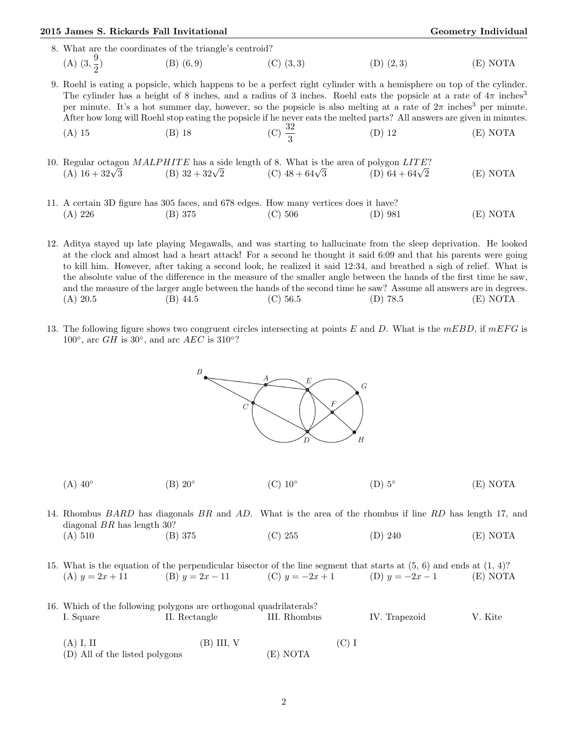8. What are the coordinates of the triangle's centroid?

(A) $(3, \frac{9}{2})$ (B) $(6, 9)$ (C) $(3, 3)$ (D) $(2, 3)$ (E) NOTA

9. Roehl is eating a popsicle, which happens to be a perfect right cylinder with a hemisphere on top of the cylinder. The cylinder has a height of 8 inches, and a radius of 3 inches. Roehl eats the popsicle at a rate of $4\pi$ inches$^3$ per minute. It's a hot summer day, however, so the popsicle is also melting at a rate of $2\pi$ inches$^3$ per minute. After how long will Roehl stop eating the popsicle if he never eats the melted parts? All answers are given in minutes.

(A) 15 (B) 18 (C) $\frac{32}{3}$ (D) 12 (E) NOTA

10. Regular octagon $MALPHITE$ has a side length of 8. What is the area of polygon $LITE$?

(A) $16 + 32\sqrt{3}$ (B) $32 + 32\sqrt{2}$ (C) $48 + 64\sqrt{3}$ (D) $64 + 64\sqrt{2}$ (E) NOTA

11. A certain 3D figure has 305 faces, and 678 edges. How many vertices does it have?

(A) 226 (B) 375 (C) 506 (D) 981 (E) NOTA

12. Aditya stayed up late playing Megawalls, and was starting to hallucinate from the sleep deprivation. He looked at the clock and almost had a heart attack! For a second he thought it said 6:09 and that his parents were going to kill him. However, after taking a second look, he realized it said 12:34, and breathed a sigh of relief. What is the absolute value of the difference in the measure of the smaller angle between the hands of the first time he saw, and the measure of the larger angle between the hands of the second time he saw? Assume all answers are in degrees.

(A) 20.5 (B) 44.5 (C) 56.5 (D) 78.5 (E) NOTA

13. The following figure shows two congruent circles intersecting at points $E$ and $D$. What is the $mEBD$, if $mEFG$ is $100°$, arc $GH$ is $30°$, and arc $AEC$ is $310°$?

(A) $40°$ (B) $20°$ (C) $10°$ (D) $5°$ (E) NOTA

14. Rhombus $BARD$ has diagonals $BR$ and $AD$. What is the area of the rhombus if line $RD$ has length 17, and diagonal $BR$ has length 30?

(A) 510 (B) 375 (C) 255 (D) 240 (E) NOTA

15. What is the equation of the perpendicular bisector of the line segment that starts at (5, 6) and ends at (1, 4)?

(A) $y = 2x + 11$ (B) $y = 2x - 11$ (C) $y = -2x + 1$ (D) $y = -2x - 1$ (E) NOTA

16. Which of the following polygons are orthogonal quadrilaterals?

I. Square II. Rectangle III. Rhombus IV. Trapezoid V. Kite

(A) I, II (B) III, V (C) I
(D) All of the listed polygons (E) NOTA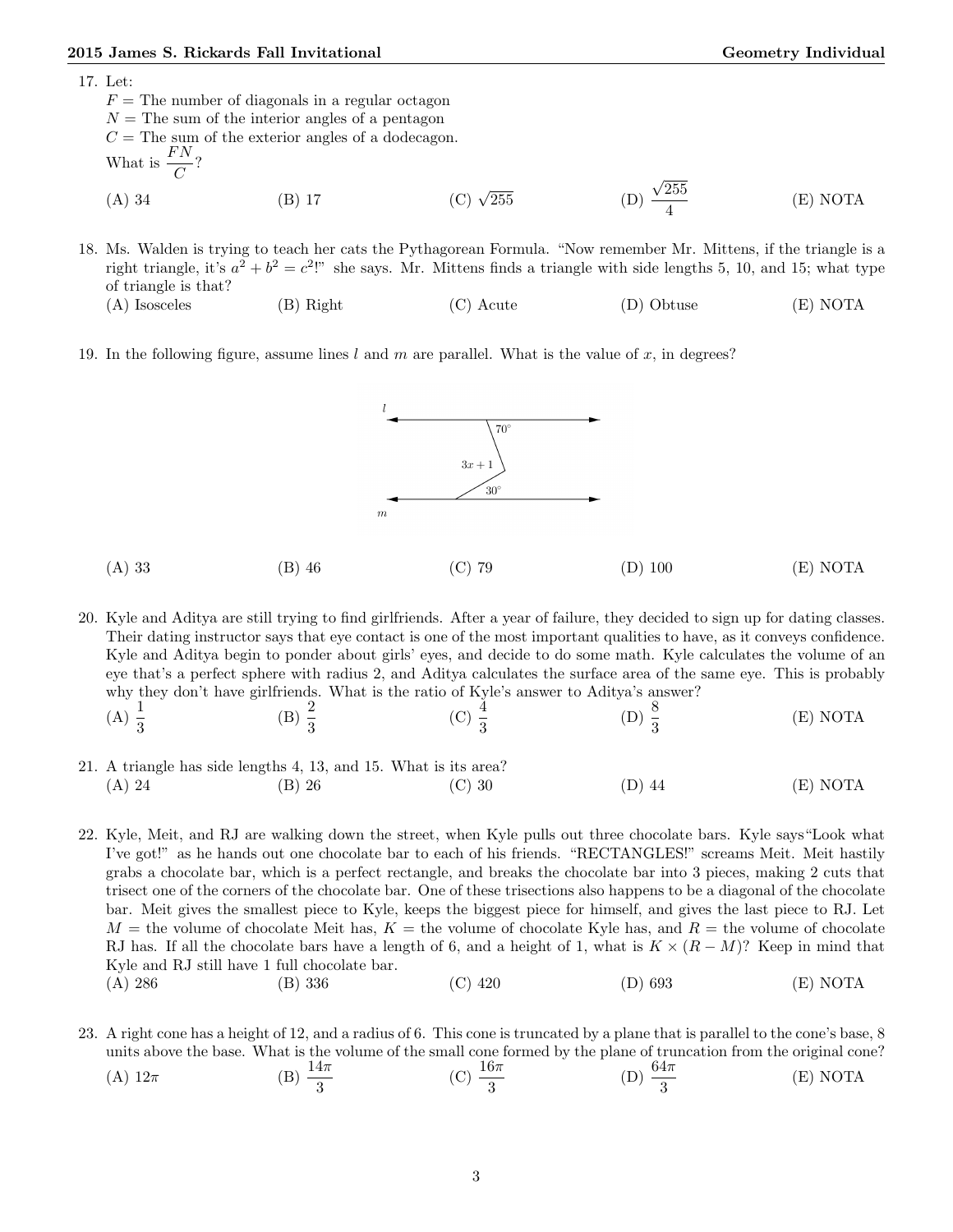17. Let:
$F$ = The number of diagonals in a regular octagon
$N$ = The sum of the interior angles of a pentagon
$C$ = The sum of the exterior angles of a dodecagon.
What is $\frac{FN}{C}$?
(A) 34 (B) 17 (C) $\sqrt{255}$ (D) $\frac{\sqrt{255}}{4}$ (E) NOTA

18. Ms. Walden is trying to teach her cats the Pythagorean Formula. "Now remember Mr. Mittens, if the triangle is a right triangle, it's $a^2 + b^2 = c^2$!" she says. Mr. Mittens finds a triangle with side lengths 5, 10, and 15; what type of triangle is that?
(A) Isosceles (B) Right (C) Acute (D) Obtuse (E) NOTA

19. In the following figure, assume lines $l$ and $m$ are parallel. What is the value of $x$, in degrees?

(A) 33 (B) 46 (C) 79 (D) 100 (E) NOTA

20. Kyle and Aditya are still trying to find girlfriends. After a year of failure, they decided to sign up for dating classes. Their dating instructor says that eye contact is one of the most important qualities to have, as it conveys confidence. Kyle and Aditya begin to ponder about girls' eyes, and decide to do some math. Kyle calculates the volume of an eye that's a perfect sphere with radius 2, and Aditya calculates the surface area of the same eye. This is probably why they don't have girlfriends. What is the ratio of Kyle's answer to Aditya's answer?
(A) $\frac{1}{3}$ (B) $\frac{2}{3}$ (C) $\frac{4}{3}$ (D) $\frac{8}{3}$ (E) NOTA

21. A triangle has side lengths 4, 13, and 15. What is its area?
(A) 24 (B) 26 (C) 30 (D) 44 (E) NOTA

22. Kyle, Meit, and RJ are walking down the street, when Kyle pulls out three chocolate bars. Kyle says "Look what I've got!" as he hands out one chocolate bar to each of his friends. "RECTANGLES!" screams Meit. Meit hastily grabs a chocolate bar, which is a perfect rectangle, and breaks the chocolate bar into 3 pieces, making 2 cuts that trisect one of the corners of the chocolate bar. One of these trisections also happens to be a diagonal of the chocolate bar. Meit gives the smallest piece to Kyle, keeps the biggest piece for himself, and gives the last piece to RJ. Let $M$ = the volume of chocolate Meit has, $K$ = the volume of chocolate Kyle has, and $R$ = the volume of chocolate RJ has. If all the chocolate bars have a length of 6, and a height of 1, what is $K \times (R - M)$? Keep in mind that Kyle and RJ still have 1 full chocolate bar.
(A) 286 (B) 336 (C) 420 (D) 693 (E) NOTA

23. A right cone has a height of 12, and a radius of 6. This cone is truncated by a plane that is parallel to the cone's base, 8 units above the base. What is the volume of the small cone formed by the plane of truncation from the original cone?
(A) $12\pi$ (B) $\frac{14\pi}{3}$ (C) $\frac{16\pi}{3}$ (D) $\frac{64\pi}{3}$ (E) NOTA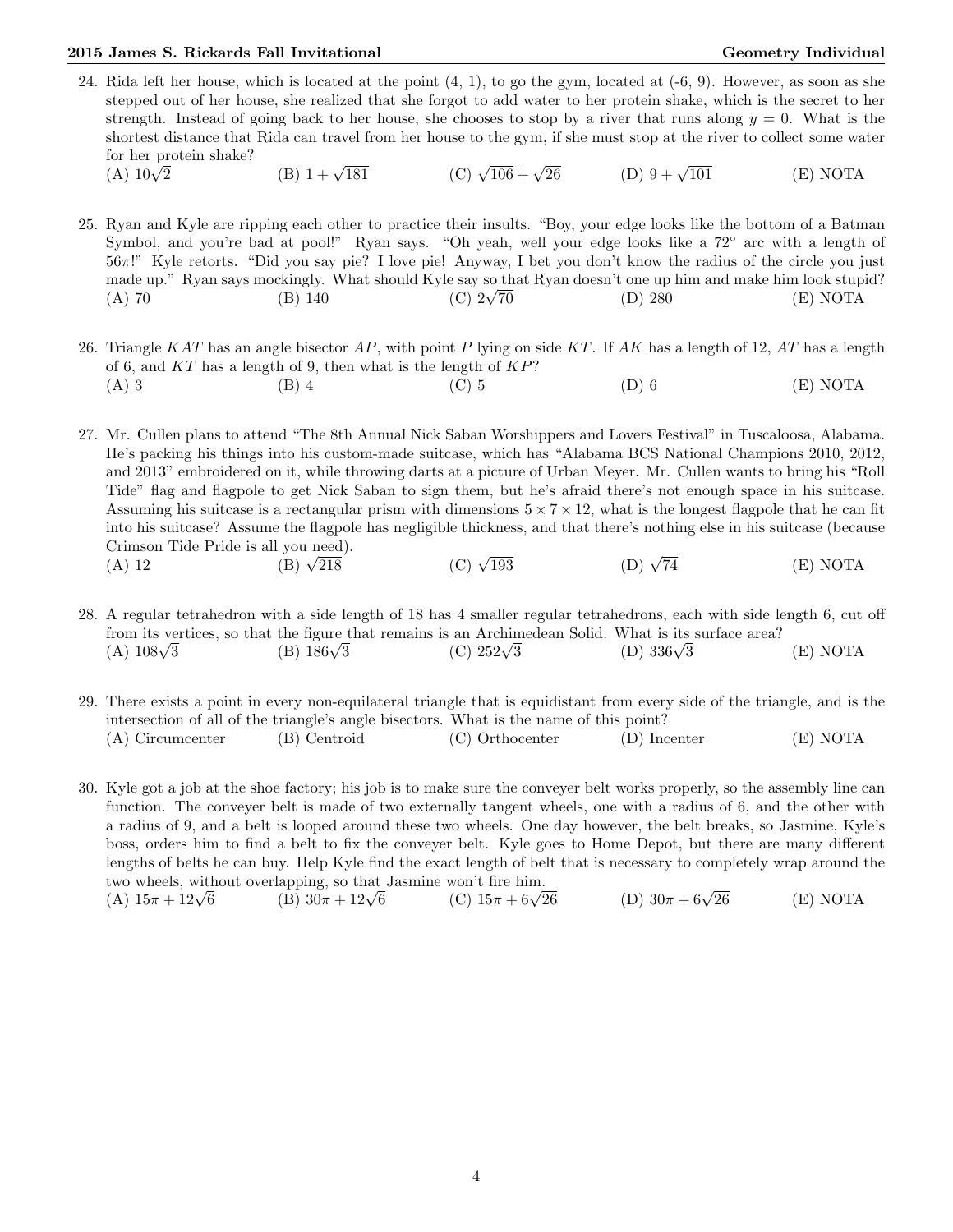24. Rida left her house, which is located at the point (4, 1), to go the gym, located at (-6, 9). However, as soon as she stepped out of her house, she realized that she forgot to add water to her protein shake, which is the secret to her strength. Instead of going back to her house, she chooses to stop by a river that runs along $y = 0$. What is the shortest distance that Rida can travel from her house to the gym, if she must stop at the river to collect some water for her protein shake?
(A) $10\sqrt{2}$ (B) $1 + \sqrt{181}$ (C) $\sqrt{106} + \sqrt{26}$ (D) $9 + \sqrt{101}$ (E) NOTA

25. Ryan and Kyle are ripping each other to practice their insults. "Boy, your edge looks like the bottom of a Batman Symbol, and you're bad at pool!" Ryan says. "Oh yeah, well your edge looks like a 72° arc with a length of $56\pi$!" Kyle retorts. "Did you say pie? I love pie! Anyway, I bet you don't know the radius of the circle you just made up." Ryan says mockingly. What should Kyle say so that Ryan doesn't one up him and make him look stupid?
(A) 70 (B) 140 (C) $2\sqrt{70}$ (D) 280 (E) NOTA

26. Triangle $KAT$ has an angle bisector $AP$, with point $P$ lying on side $KT$. If $AK$ has a length of 12, $AT$ has a length of 6, and $KT$ has a length of 9, then what is the length of $KP$?
(A) 3 (B) 4 (C) 5 (D) 6 (E) NOTA

27. Mr. Cullen plans to attend "The 8th Annual Nick Saban Worshippers and Lovers Festival" in Tuscaloosa, Alabama. He's packing his things into his custom-made suitcase, which has "Alabama BCS National Champions 2010, 2012, and 2013" embroidered on it, while throwing darts at a picture of Urban Meyer. Mr. Cullen wants to bring his "Roll Tide" flag and flagpole to get Nick Saban to sign them, but he's afraid there's not enough space in his suitcase. Assuming his suitcase is a rectangular prism with dimensions $5 \times 7 \times 12$, what is the longest flagpole that he can fit into his suitcase? Assume the flagpole has negligible thickness, and that there's nothing else in his suitcase (because Crimson Tide Pride is all you need).
(A) 12 (B) $\sqrt{218}$ (C) $\sqrt{193}$ (D) $\sqrt{74}$ (E) NOTA

28. A regular tetrahedron with a side length of 18 has 4 smaller regular tetrahedrons, each with side length 6, cut off from its vertices, so that the figure that remains is an Archimedean Solid. What is its surface area?
(A) $108\sqrt{3}$ (B) $186\sqrt{3}$ (C) $252\sqrt{3}$ (D) $336\sqrt{3}$ (E) NOTA

29. There exists a point in every non-equilateral triangle that is equidistant from every side of the triangle, and is the intersection of all of the triangle's angle bisectors. What is the name of this point?
(A) Circumcenter (B) Centroid (C) Orthocenter (D) Incenter (E) NOTA

30. Kyle got a job at the shoe factory; his job is to make sure the conveyer belt works properly, so the assembly line can function. The conveyer belt is made of two externally tangent wheels, one with a radius of 6, and the other with a radius of 9, and a belt is looped around these two wheels. One day however, the belt breaks, so Jasmine, Kyle's boss, orders him to find a belt to fix the conveyer belt. Kyle goes to Home Depot, but there are many different lengths of belts he can buy. Help Kyle find the exact length of belt that is necessary to completely wrap around the two wheels, without overlapping, so that Jasmine won't fire him.
(A) $15\pi + 12\sqrt{6}$ (B) $30\pi + 12\sqrt{6}$ (C) $15\pi + 6\sqrt{26}$ (D) $30\pi + 6\sqrt{26}$ (E) NOTA